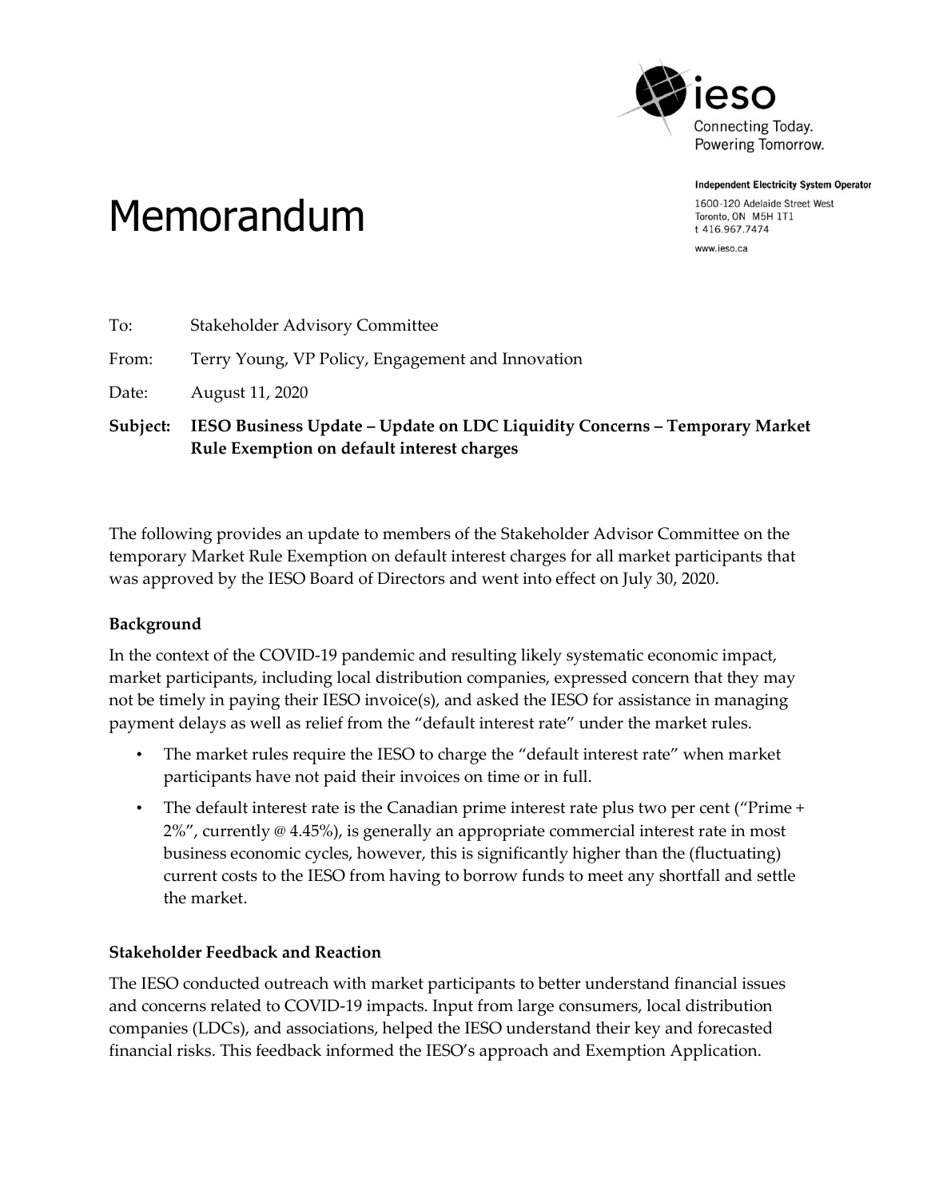Independent Electricity System Operator

1600-120 Adelaide Street West
Toronto, ON M5H 1T1
t 416.967.7474

www.ieso.ca

# Memorandum

To: Stakeholder Advisory Committee

From: Terry Young, VP Policy, Engagement and Innovation

Date: August 11, 2020

**Subject: IESO Business Update – Update on LDC Liquidity Concerns – Temporary Market Rule Exemption on default interest charges**

The following provides an update to members of the Stakeholder Advisor Committee on the temporary Market Rule Exemption on default interest charges for all market participants that was approved by the IESO Board of Directors and went into effect on July 30, 2020.

### Background

In the context of the COVID-19 pandemic and resulting likely systematic economic impact, market participants, including local distribution companies, expressed concern that they may not be timely in paying their IESO invoice(s), and asked the IESO for assistance in managing payment delays as well as relief from the "default interest rate" under the market rules.

- The market rules require the IESO to charge the "default interest rate" when market participants have not paid their invoices on time or in full.
- The default interest rate is the Canadian prime interest rate plus two per cent ("Prime + 2%", currently @ 4.45%), is generally an appropriate commercial interest rate in most business economic cycles, however, this is significantly higher than the (fluctuating) current costs to the IESO from having to borrow funds to meet any shortfall and settle the market.

### Stakeholder Feedback and Reaction

The IESO conducted outreach with market participants to better understand financial issues and concerns related to COVID-19 impacts. Input from large consumers, local distribution companies (LDCs), and associations, helped the IESO understand their key and forecasted financial risks. This feedback informed the IESO's approach and Exemption Application.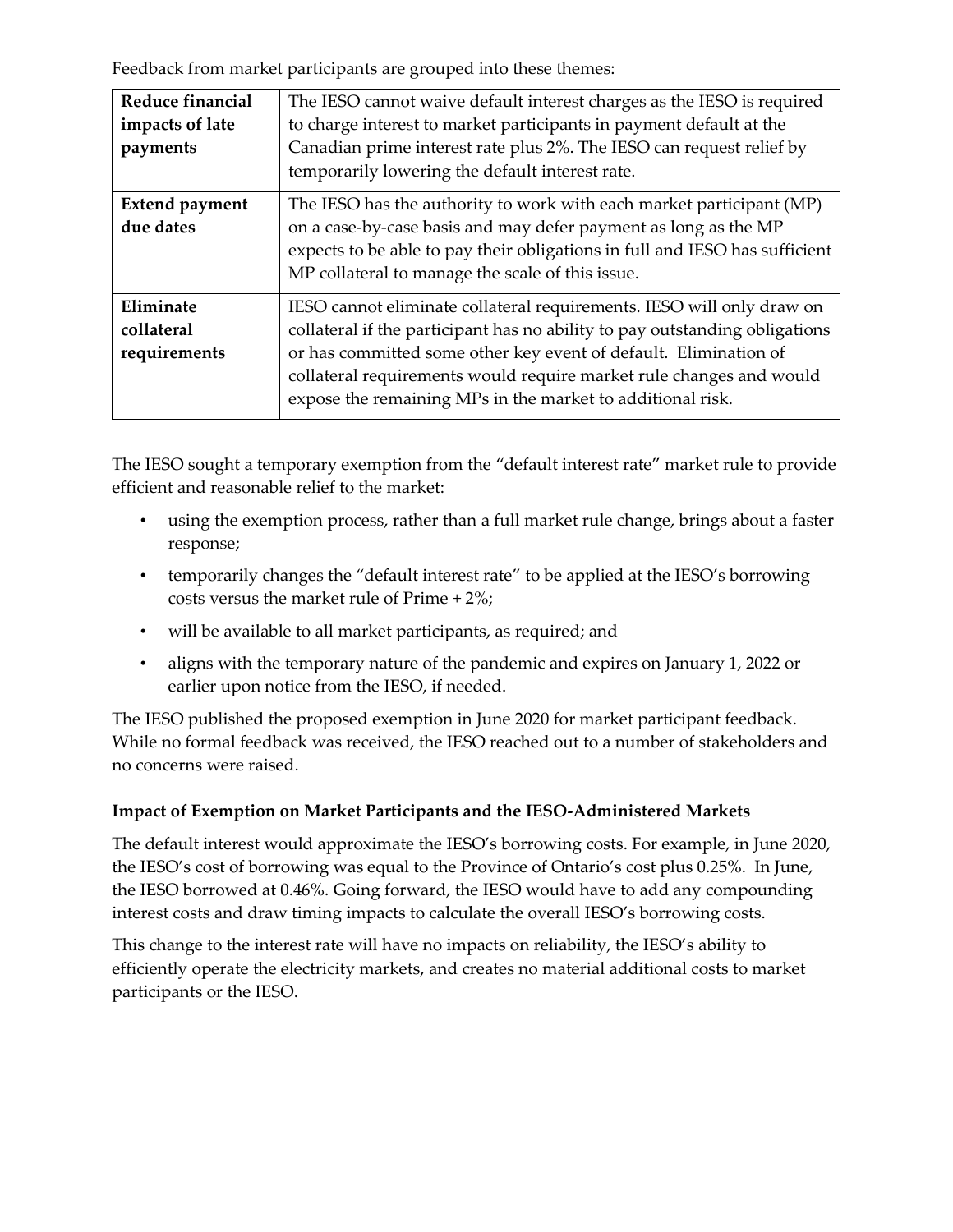Feedback from market participants are grouped into these themes:

| | |
|---|---|
| **Reduce financial impacts of late payments** | The IESO cannot waive default interest charges as the IESO is required to charge interest to market participants in payment default at the Canadian prime interest rate plus 2%. The IESO can request relief by temporarily lowering the default interest rate. |
| **Extend payment due dates** | The IESO has the authority to work with each market participant (MP) on a case-by-case basis and may defer payment as long as the MP expects to be able to pay their obligations in full and IESO has sufficient MP collateral to manage the scale of this issue. |
| **Eliminate collateral requirements** | IESO cannot eliminate collateral requirements. IESO will only draw on collateral if the participant has no ability to pay outstanding obligations or has committed some other key event of default. Elimination of collateral requirements would require market rule changes and would expose the remaining MPs in the market to additional risk. |

The IESO sought a temporary exemption from the "default interest rate" market rule to provide efficient and reasonable relief to the market:

- using the exemption process, rather than a full market rule change, brings about a faster response;
- temporarily changes the "default interest rate" to be applied at the IESO's borrowing costs versus the market rule of Prime + 2%;
- will be available to all market participants, as required; and
- aligns with the temporary nature of the pandemic and expires on January 1, 2022 or earlier upon notice from the IESO, if needed.

The IESO published the proposed exemption in June 2020 for market participant feedback. While no formal feedback was received, the IESO reached out to a number of stakeholders and no concerns were raised.

### Impact of Exemption on Market Participants and the IESO-Administered Markets

The default interest would approximate the IESO's borrowing costs. For example, in June 2020, the IESO's cost of borrowing was equal to the Province of Ontario's cost plus 0.25%. In June, the IESO borrowed at 0.46%. Going forward, the IESO would have to add any compounding interest costs and draw timing impacts to calculate the overall IESO's borrowing costs.

This change to the interest rate will have no impacts on reliability, the IESO's ability to efficiently operate the electricity markets, and creates no material additional costs to market participants or the IESO.